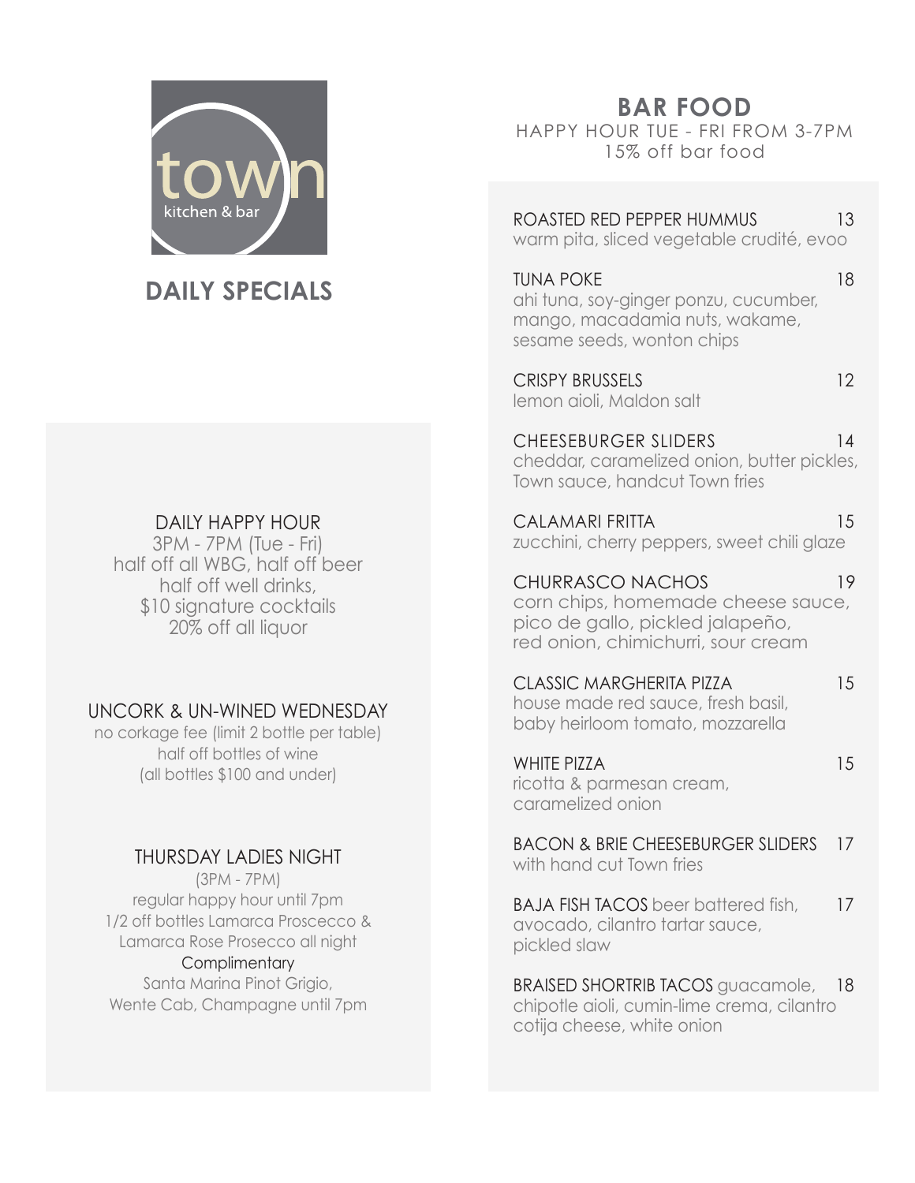town
kitchen & bar

## DAILY SPECIALS

### DAILY HAPPY HOUR

3PM - 7PM (Tue - Fri)
half off all WBG, half off beer
half off well drinks,
$10 signature cocktails
20% off all liquor

### UNCORK & UN-WINED WEDNESDAY

no corkage fee (limit 2 bottle per table)
half off bottles of wine
(all bottles $100 and under)

### THURSDAY LADIES NIGHT

(3PM - 7PM)
regular happy hour until 7pm
1/2 off bottles Lamarca Proscecco &
Lamarca Rose Prosecco all night
Complimentary
Santa Marina Pinot Grigio,
Wente Cab, Champagne until 7pm

## BAR FOOD

HAPPY HOUR TUE - FRI FROM 3-7PM
15% off bar food

**ROASTED RED PEPPER HUMMUS** 13
warm pita, sliced vegetable crudité, evoo

**TUNA POKE** 18
ahi tuna, soy-ginger ponzu, cucumber, mango, macadamia nuts, wakame, sesame seeds, wonton chips

**CRISPY BRUSSELS** 12
lemon aioli, Maldon salt

**CHEESEBURGER SLIDERS** 14
cheddar, caramelized onion, butter pickles, Town sauce, handcut Town fries

**CALAMARI FRITTA** 15
zucchini, cherry peppers, sweet chili glaze

**CHURRASCO NACHOS** 19
corn chips, homemade cheese sauce, pico de gallo, pickled jalapeño, red onion, chimichurri, sour cream

**CLASSIC MARGHERITA PIZZA** 15
house made red sauce, fresh basil, baby heirloom tomato, mozzarella

**WHITE PIZZA** 15
ricotta & parmesan cream, caramelized onion

**BACON & BRIE CHEESEBURGER SLIDERS** 17
with hand cut Town fries

**BAJA FISH TACOS** beer battered fish, avocado, cilantro tartar sauce, pickled slaw 17

**BRAISED SHORTRIB TACOS** guacamole, chipotle aioli, cumin-lime crema, cilantro cotija cheese, white onion 18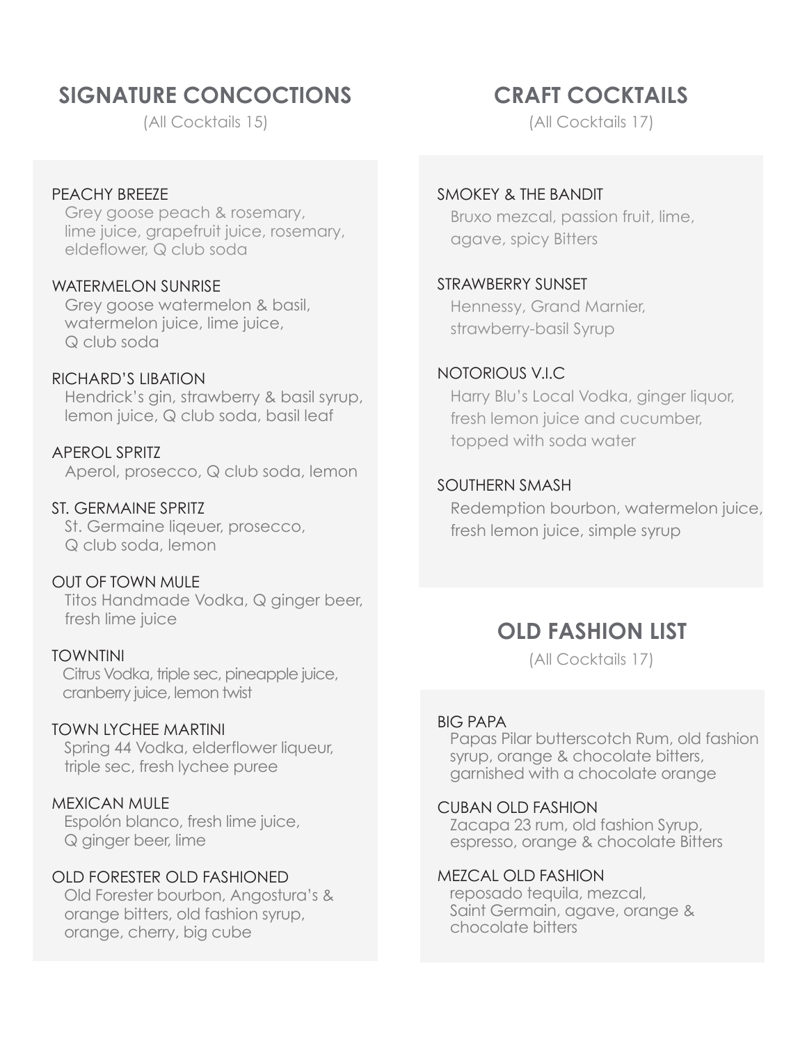## SIGNATURE CONCOCTIONS

(All Cocktails 15)

PEACHY BREEZE
Grey goose peach & rosemary, lime juice, grapefruit juice, rosemary, eldeflower, Q club soda

WATERMELON SUNRISE
Grey goose watermelon & basil, watermelon juice, lime juice, Q club soda

RICHARD'S LIBATION
Hendrick's gin, strawberry & basil syrup, lemon juice, Q club soda, basil leaf

APEROL SPRITZ
Aperol, prosecco, Q club soda, lemon

ST. GERMAINE SPRITZ
St. Germaine liqeuer, prosecco, Q club soda, lemon

OUT OF TOWN MULE
Titos Handmade Vodka, Q ginger beer, fresh lime juice

TOWNTINI
Citrus Vodka, triple sec, pineapple juice, cranberry juice, lemon twist

TOWN LYCHEE MARTINI
Spring 44 Vodka, elderflower liqueur, triple sec, fresh lychee puree

MEXICAN MULE
Espolón blanco, fresh lime juice, Q ginger beer, lime

OLD FORESTER OLD FASHIONED
Old Forester bourbon, Angostura's & orange bitters, old fashion syrup, orange, cherry, big cube

## CRAFT COCKTAILS

(All Cocktails 17)

SMOKEY & THE BANDIT
Bruxo mezcal, passion fruit, lime, agave, spicy Bitters

STRAWBERRY SUNSET
Hennessy, Grand Marnier, strawberry-basil Syrup

NOTORIOUS V.I.C
Harry Blu's Local Vodka, ginger liquor, fresh lemon juice and cucumber, topped with soda water

SOUTHERN SMASH
Redemption bourbon, watermelon juice, fresh lemon juice, simple syrup

## OLD FASHION LIST

(All Cocktails 17)

BIG PAPA
Papas Pilar butterscotch Rum, old fashion syrup, orange & chocolate bitters, garnished with a chocolate orange

CUBAN OLD FASHION
Zacapa 23 rum, old fashion Syrup, espresso, orange & chocolate Bitters

MEZCAL OLD FASHION
reposado tequila, mezcal, Saint Germain, agave, orange & chocolate bitters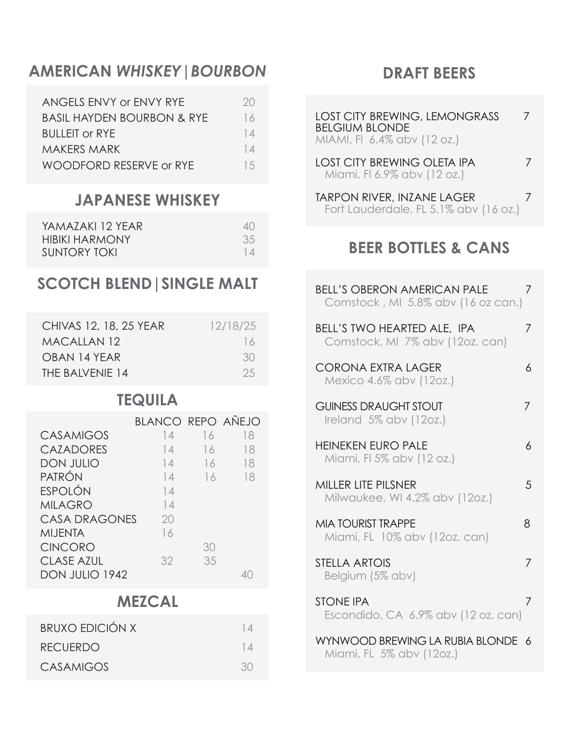## AMERICAN *WHISKEY | BOURBON*

| | |
|---|---|
| ANGELS ENVY or ENVY RYE | 20 |
| BASIL HAYDEN BOURBON & RYE | 16 |
| BULLEIT or RYE | 14 |
| MAKERS MARK | 14 |
| WOODFORD RESERVE or RYE | 15 |

## JAPANESE WHISKEY

| | |
|---|---|
| YAMAZAKI 12 YEAR | 40 |
| HIBIKI HARMONY | 35 |
| SUNTORY TOKI | 14 |

## SCOTCH BLEND | SINGLE MALT

| | |
|---|---|
| CHIVAS 12, 18, 25 YEAR | 12/18/25 |
| MACALLAN 12 | 16 |
| OBAN 14 YEAR | 30 |
| THE BALVENIE 14 | 25 |

## TEQUILA

| | BLANCO | REPO | AÑEJO |
|---|---|---|---|
| CASAMIGOS | 14 | 16 | 18 |
| CAZADORES | 14 | 16 | 18 |
| DON JULIO | 14 | 16 | 18 |
| PATRÓN | 14 | 16 | 18 |
| ESPOLÓN | 14 | | |
| MILAGRO | 14 | | |
| CASA DRAGONES | 20 | | |
| MIJENTA | 16 | | |
| CINCORO | | 30 | |
| CLASE AZUL | 32 | 35 | |
| DON JULIO 1942 | | | 40 |

## MEZCAL

| | |
|---|---|
| BRUXO EDICIÓN X | 14 |
| RECUERDO | 14 |
| CASAMIGOS | 30 |

## DRAFT BEERS

LOST CITY BREWING, LEMONGRASS BELGIUM BLONDE — 7
MIAMI, Fl 6.4% abv (12 oz.)

LOST CITY BREWING OLETA IPA — 7
Miami, Fl 6.9% abv (12 oz.)

TARPON RIVER, INZANE LAGER — 7
Fort Lauderdale, FL 5.1% abv (16 oz.)

## BEER BOTTLES & CANS

BELL'S OBERON AMERICAN PALE — 7
Comstock , MI 5.8% abv (16 oz can.)

BELL'S TWO HEARTED ALE, IPA — 7
Comstock, MI 7% abv (12oz. can)

CORONA EXTRA LAGER — 6
Mexico 4.6% abv (12oz.)

GUINESS DRAUGHT STOUT — 7
Ireland 5% abv (12oz.)

HEINEKEN EURO PALE — 6
Miami, Fl 5% abv (12 oz.)

MILLER LITE PILSNER — 5
Milwaukee, WI 4.2% abv (12oz.)

MIA TOURIST TRAPPE — 8
Miami, FL 10% abv (12oz. can)

STELLA ARTOIS — 7
Belgium (5% abv)

STONE IPA — 7
Escondido, CA 6.9% abv (12 oz. can)

WYNWOOD BREWING LA RUBIA BLONDE — 6
Miami, FL 5% abv (12oz.)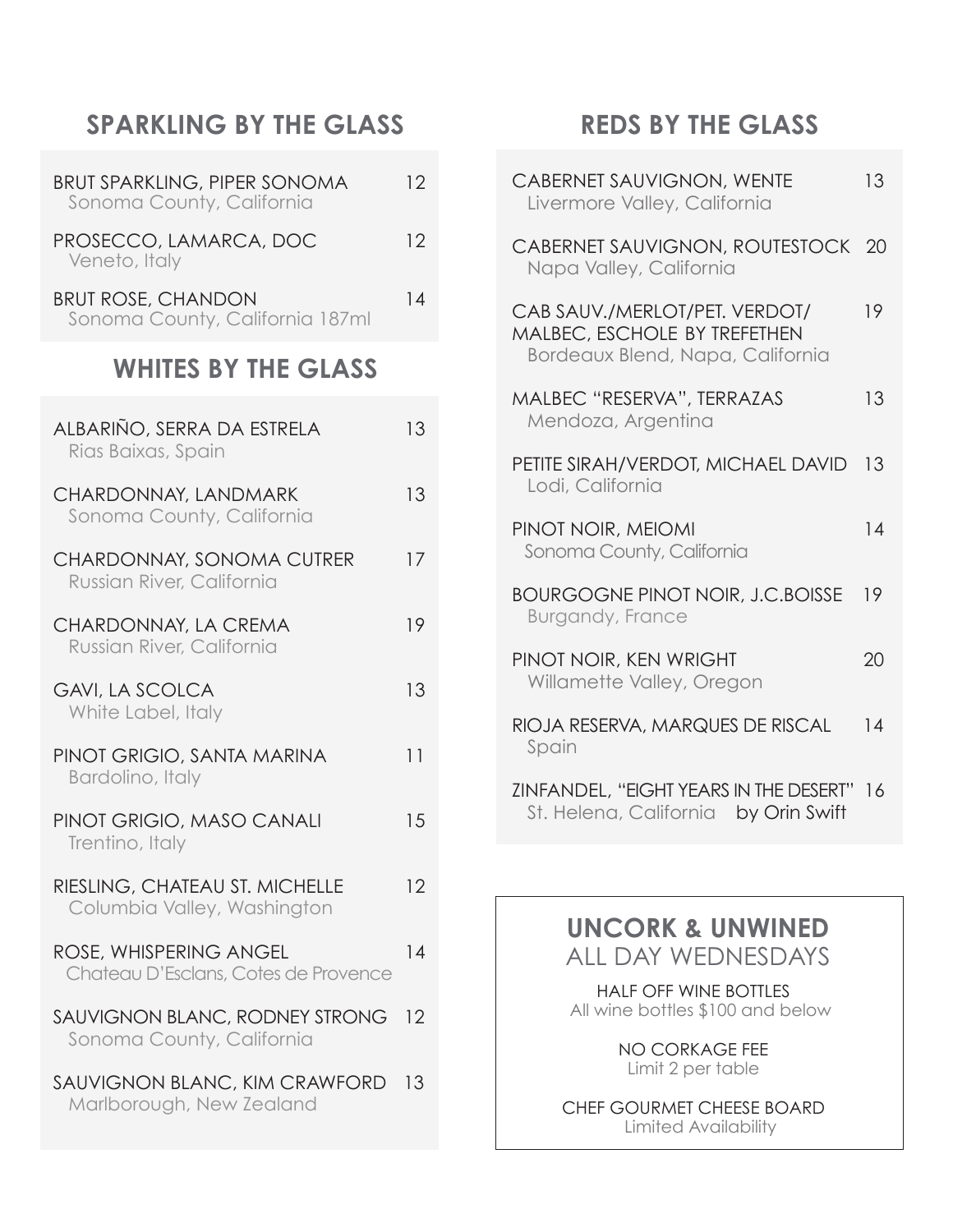## SPARKLING BY THE GLASS

BRUT SPARKLING, PIPER SONOMA 12
Sonoma County, California

PROSECCO, LAMARCA, DOC 12
Veneto, Italy

BRUT ROSE, CHANDON 14
Sonoma County, California 187ml

## WHITES BY THE GLASS

ALBARIÑO, SERRA DA ESTRELA 13
Rias Baixas, Spain

CHARDONNAY, LANDMARK 13
Sonoma County, California

CHARDONNAY, SONOMA CUTRER 17
Russian River, California

CHARDONNAY, LA CREMA 19
Russian River, California

GAVI, LA SCOLCA 13
White Label, Italy

PINOT GRIGIO, SANTA MARINA 11
Bardolino, Italy

PINOT GRIGIO, MASO CANALI 15
Trentino, Italy

RIESLING, CHATEAU ST. MICHELLE 12
Columbia Valley, Washington

ROSE, WHISPERING ANGEL 14
Chateau D'Esclans, Cotes de Provence

SAUVIGNON BLANC, RODNEY STRONG 12
Sonoma County, California

SAUVIGNON BLANC, KIM CRAWFORD 13
Marlborough, New Zealand

## REDS BY THE GLASS

CABERNET SAUVIGNON, WENTE 13
Livermore Valley, California

CABERNET SAUVIGNON, ROUTESTOCK 20
Napa Valley, California

CAB SAUV./MERLOT/PET. VERDOT/ MALBEC, ESCHOLE BY TREFETHEN 19
Bordeaux Blend, Napa, California

MALBEC "RESERVA", TERRAZAS 13
Mendoza, Argentina

PETITE SIRAH/VERDOT, MICHAEL DAVID 13
Lodi, California

PINOT NOIR, MEIOMI 14
Sonoma County, California

BOURGOGNE PINOT NOIR, J.C.BOISSE 19
Burgandy, France

PINOT NOIR, KEN WRIGHT 20
Willamette Valley, Oregon

RIOJA RESERVA, MARQUES DE RISCAL 14
Spain

ZINFANDEL, "EIGHT YEARS IN THE DESERT" 16
St. Helena, California by Orin Swift

## UNCORK & UNWINED

ALL DAY WEDNESDAYS

HALF OFF WINE BOTTLES
All wine bottles $100 and below

NO CORKAGE FEE
Limit 2 per table

CHEF GOURMET CHEESE BOARD
Limited Availability